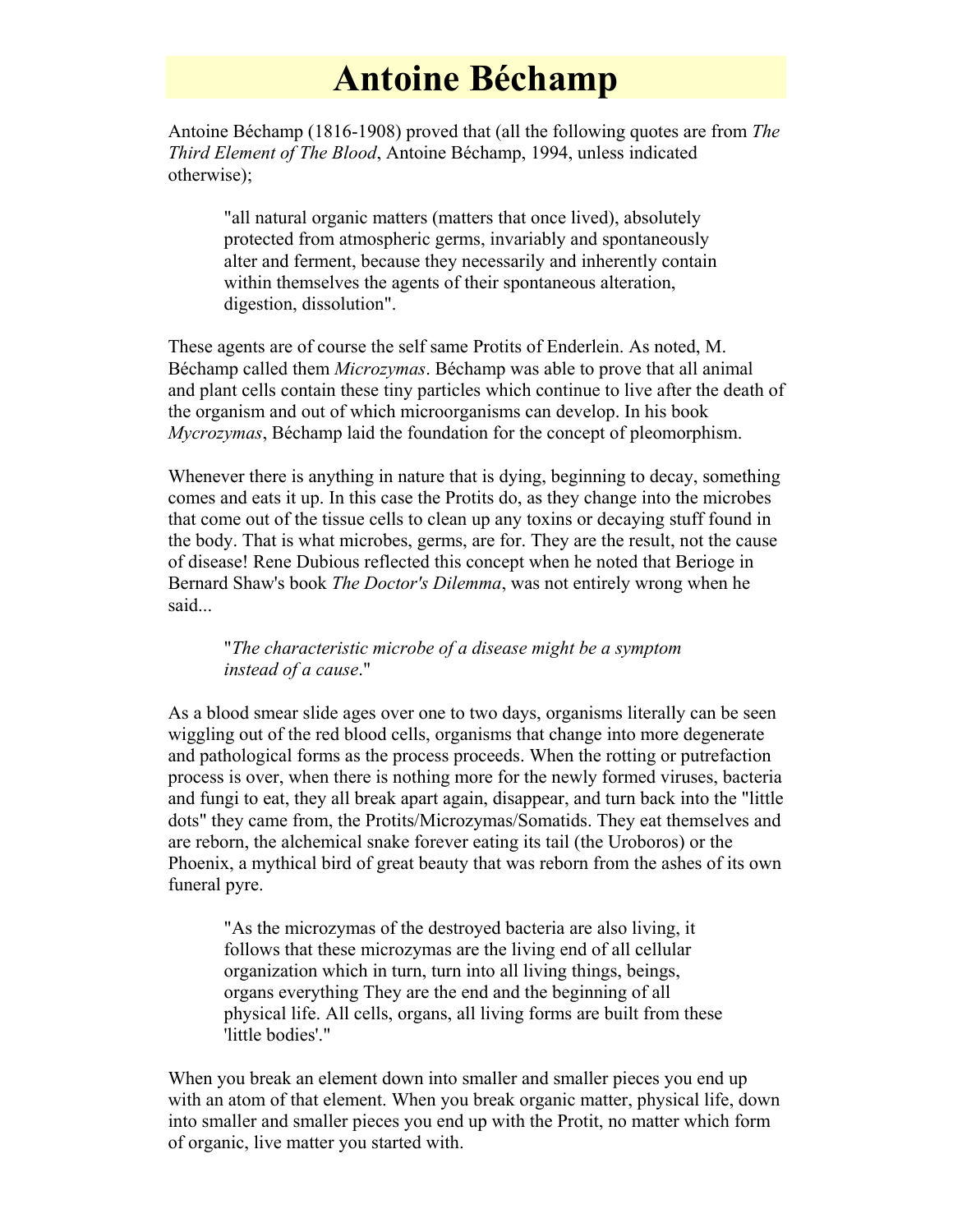# Antoine Béchamp

Antoine Béchamp (1816-1908) proved that (all the following quotes are from *The Third Element of The Blood*, Antoine Béchamp, 1994, unless indicated otherwise);

> "all natural organic matters (matters that once lived), absolutely protected from atmospheric germs, invariably and spontaneously alter and ferment, because they necessarily and inherently contain within themselves the agents of their spontaneous alteration, digestion, dissolution".

These agents are of course the self same Protits of Enderlein. As noted, M. Béchamp called them *Microzymas*. Béchamp was able to prove that all animal and plant cells contain these tiny particles which continue to live after the death of the organism and out of which microorganisms can develop. In his book *Mycrozymas*, Béchamp laid the foundation for the concept of pleomorphism.

Whenever there is anything in nature that is dying, beginning to decay, something comes and eats it up. In this case the Protits do, as they change into the microbes that come out of the tissue cells to clean up any toxins or decaying stuff found in the body. That is what microbes, germs, are for. They are the result, not the cause of disease! Rene Dubious reflected this concept when he noted that Berioge in Bernard Shaw's book *The Doctor's Dilemma*, was not entirely wrong when he said...

> "*The characteristic microbe of a disease might be a symptom instead of a cause*."

As a blood smear slide ages over one to two days, organisms literally can be seen wiggling out of the red blood cells, organisms that change into more degenerate and pathological forms as the process proceeds. When the rotting or putrefaction process is over, when there is nothing more for the newly formed viruses, bacteria and fungi to eat, they all break apart again, disappear, and turn back into the "little dots" they came from, the Protits/Microzymas/Somatids. They eat themselves and are reborn, the alchemical snake forever eating its tail (the Uroboros) or the Phoenix, a mythical bird of great beauty that was reborn from the ashes of its own funeral pyre.

> "As the microzymas of the destroyed bacteria are also living, it follows that these microzymas are the living end of all cellular organization which in turn, turn into all living things, beings, organs everything They are the end and the beginning of all physical life. All cells, organs, all living forms are built from these 'little bodies'."

When you break an element down into smaller and smaller pieces you end up with an atom of that element. When you break organic matter, physical life, down into smaller and smaller pieces you end up with the Protit, no matter which form of organic, live matter you started with.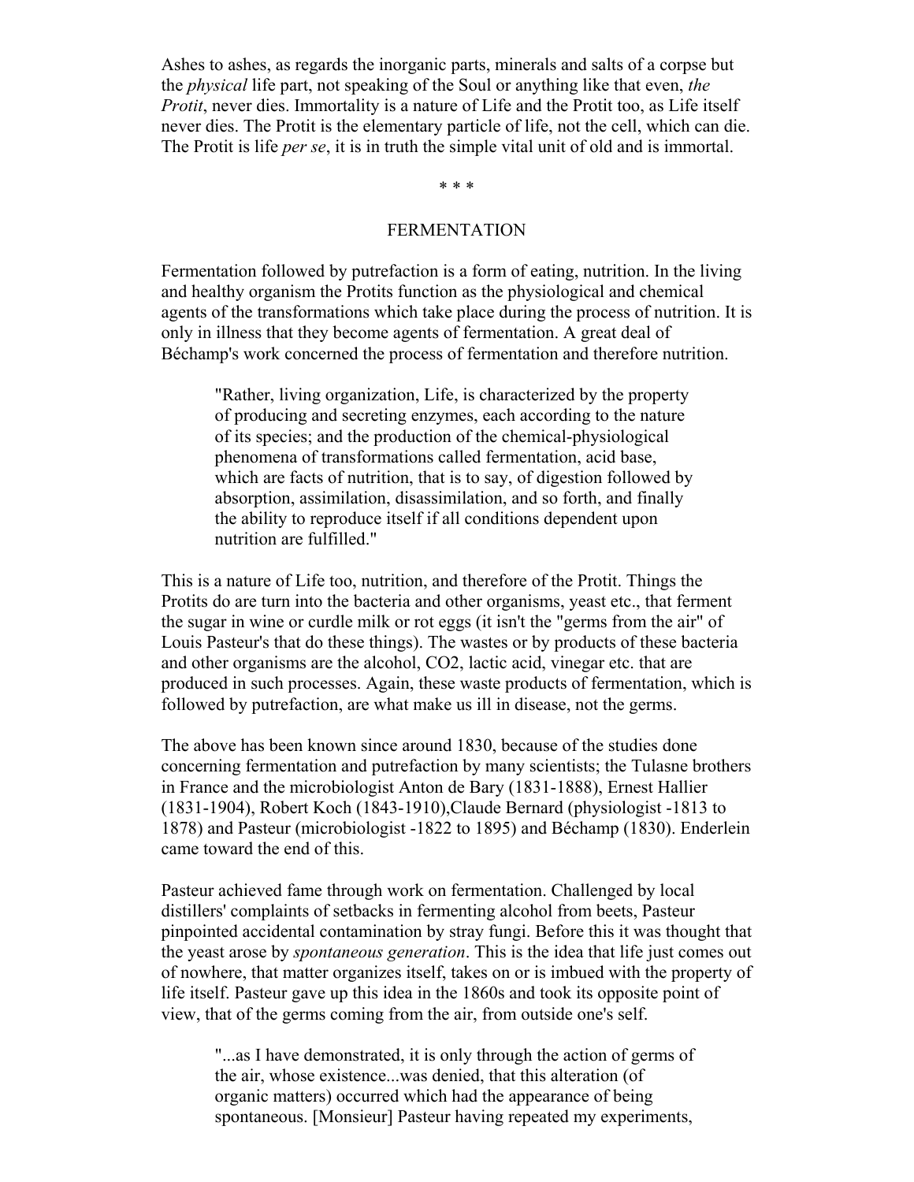Ashes to ashes, as regards the inorganic parts, minerals and salts of a corpse but the *physical* life part, not speaking of the Soul or anything like that even, *the Protit*, never dies. Immortality is a nature of Life and the Protit too, as Life itself never dies. The Protit is the elementary particle of life, not the cell, which can die. The Protit is life *per se*, it is in truth the simple vital unit of old and is immortal.

\* \* \*

## FERMENTATION

Fermentation followed by putrefaction is a form of eating, nutrition. In the living and healthy organism the Protits function as the physiological and chemical agents of the transformations which take place during the process of nutrition. It is only in illness that they become agents of fermentation. A great deal of Béchamp's work concerned the process of fermentation and therefore nutrition.

> "Rather, living organization, Life, is characterized by the property of producing and secreting enzymes, each according to the nature of its species; and the production of the chemical-physiological phenomena of transformations called fermentation, acid base, which are facts of nutrition, that is to say, of digestion followed by absorption, assimilation, disassimilation, and so forth, and finally the ability to reproduce itself if all conditions dependent upon nutrition are fulfilled."

This is a nature of Life too, nutrition, and therefore of the Protit. Things the Protits do are turn into the bacteria and other organisms, yeast etc., that ferment the sugar in wine or curdle milk or rot eggs (it isn't the "germs from the air" of Louis Pasteur's that do these things). The wastes or by products of these bacteria and other organisms are the alcohol, $CO_2$, lactic acid, vinegar etc. that are produced in such processes. Again, these waste products of fermentation, which is followed by putrefaction, are what make us ill in disease, not the germs.

The above has been known since around 1830, because of the studies done concerning fermentation and putrefaction by many scientists; the Tulasne brothers in France and the microbiologist Anton de Bary (1831-1888), Ernest Hallier (1831-1904), Robert Koch (1843-1910),Claude Bernard (physiologist -1813 to 1878) and Pasteur (microbiologist -1822 to 1895) and Béchamp (1830). Enderlein came toward the end of this.

Pasteur achieved fame through work on fermentation. Challenged by local distillers' complaints of setbacks in fermenting alcohol from beets, Pasteur pinpointed accidental contamination by stray fungi. Before this it was thought that the yeast arose by *spontaneous generation*. This is the idea that life just comes out of nowhere, that matter organizes itself, takes on or is imbued with the property of life itself. Pasteur gave up this idea in the 1860s and took its opposite point of view, that of the germs coming from the air, from outside one's self.

> "...as I have demonstrated, it is only through the action of germs of the air, whose existence...was denied, that this alteration (of organic matters) occurred which had the appearance of being spontaneous. [Monsieur] Pasteur having repeated my experiments,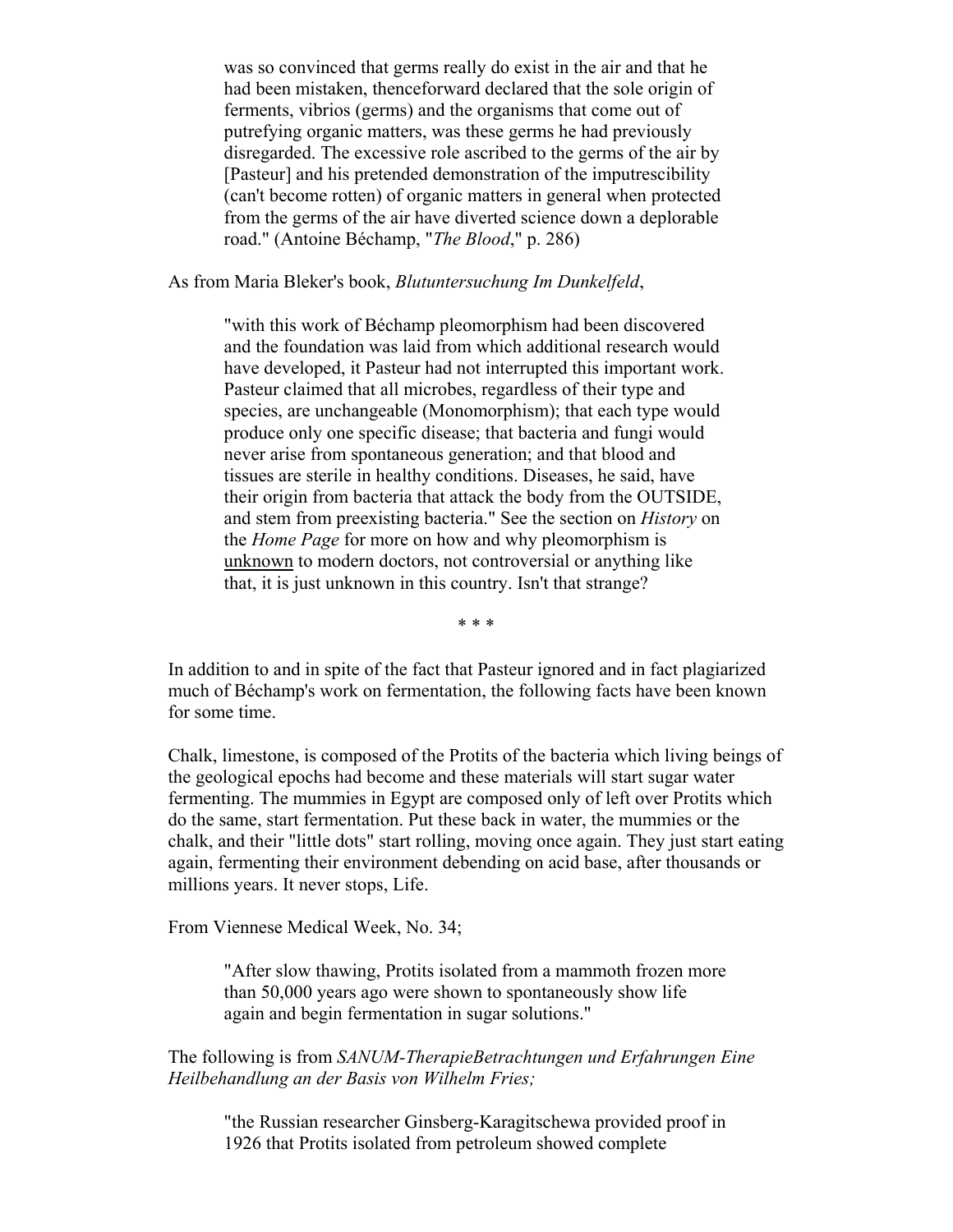> was so convinced that germs really do exist in the air and that he had been mistaken, thenceforward declared that the sole origin of ferments, vibrios (germs) and the organisms that come out of putrefying organic matters, was these germs he had previously disregarded. The excessive role ascribed to the germs of the air by [Pasteur] and his pretended demonstration of the imputrescibility (can't become rotten) of organic matters in general when protected from the germs of the air have diverted science down a deplorable road." (Antoine Béchamp, "*The Blood*," p. 286)

As from Maria Bleker's book, *Blutuntersuchung Im Dunkelfeld*,

> "with this work of Béchamp pleomorphism had been discovered and the foundation was laid from which additional research would have developed, it Pasteur had not interrupted this important work. Pasteur claimed that all microbes, regardless of their type and species, are unchangeable (Monomorphism); that each type would produce only one specific disease; that bacteria and fungi would never arise from spontaneous generation; and that blood and tissues are sterile in healthy conditions. Diseases, he said, have their origin from bacteria that attack the body from the OUTSIDE, and stem from preexisting bacteria." See the section on *History* on the *Home Page* for more on how and why pleomorphism is unknown to modern doctors, not controversial or anything like that, it is just unknown in this country. Isn't that strange?

\* \* \*

In addition to and in spite of the fact that Pasteur ignored and in fact plagiarized much of Béchamp's work on fermentation, the following facts have been known for some time.

Chalk, limestone, is composed of the Protits of the bacteria which living beings of the geological epochs had become and these materials will start sugar water fermenting. The mummies in Egypt are composed only of left over Protits which do the same, start fermentation. Put these back in water, the mummies or the chalk, and their "little dots" start rolling, moving once again. They just start eating again, fermenting their environment debending on acid base, after thousands or millions years. It never stops, Life.

From Viennese Medical Week, No. 34;

> "After slow thawing, Protits isolated from a mammoth frozen more than 50,000 years ago were shown to spontaneously show life again and begin fermentation in sugar solutions."

The following is from *SANUM-TherapieBetrachtungen und Erfahrungen Eine Heilbehandlung an der Basis von Wilhelm Fries;*

> "the Russian researcher Ginsberg-Karagitschewa provided proof in 1926 that Protits isolated from petroleum showed complete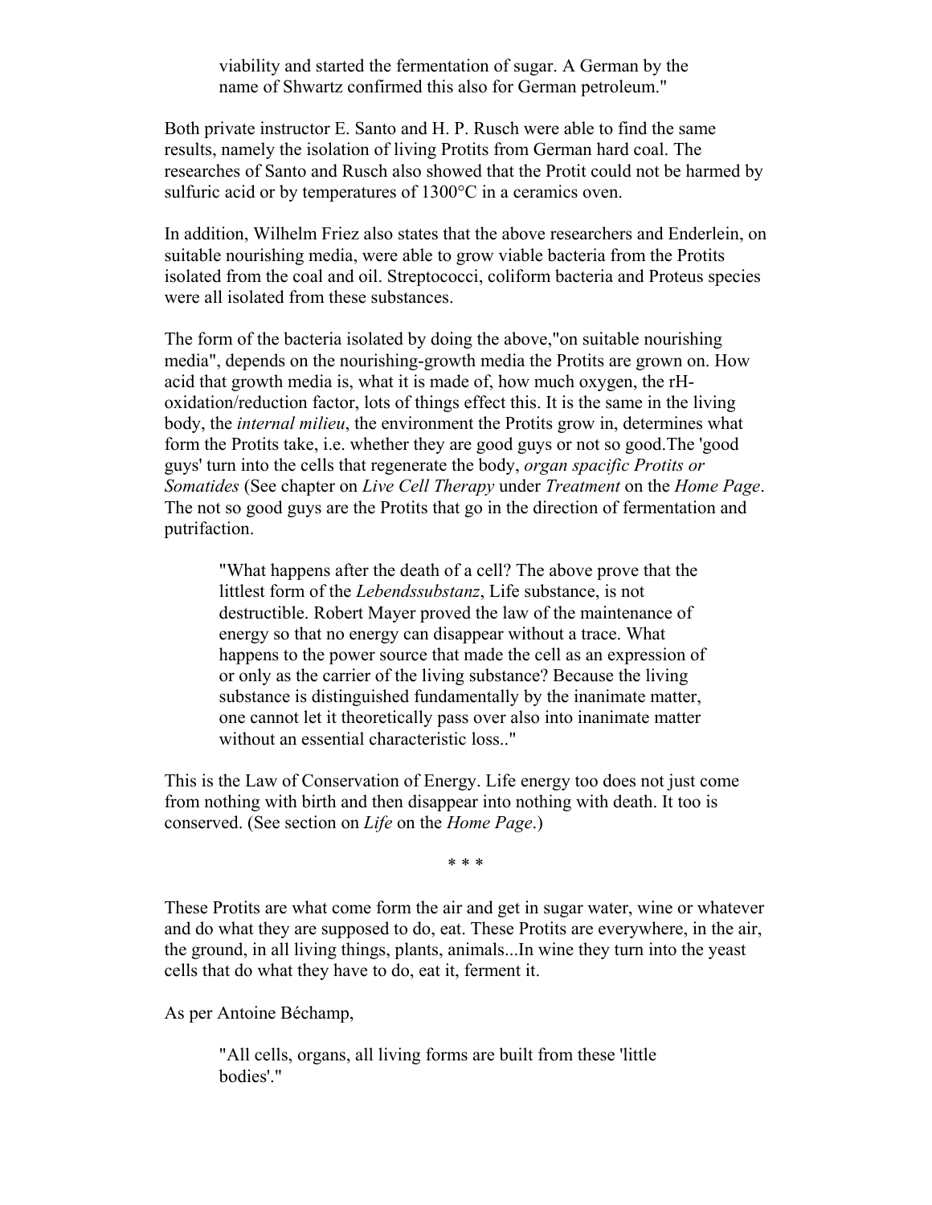> viability and started the fermentation of sugar. A German by the name of Shwartz confirmed this also for German petroleum."

Both private instructor E. Santo and H. P. Rusch were able to find the same results, namely the isolation of living Protits from German hard coal. The researches of Santo and Rusch also showed that the Protit could not be harmed by sulfuric acid or by temperatures of 1300°C in a ceramics oven.

In addition, Wilhelm Friez also states that the above researchers and Enderlein, on suitable nourishing media, were able to grow viable bacteria from the Protits isolated from the coal and oil. Streptococci, coliform bacteria and Proteus species were all isolated from these substances.

The form of the bacteria isolated by doing the above,"on suitable nourishing media", depends on the nourishing-growth media the Protits are grown on. How acid that growth media is, what it is made of, how much oxygen, the rH-oxidation/reduction factor, lots of things effect this. It is the same in the living body, the *internal milieu*, the environment the Protits grow in, determines what form the Protits take, i.e. whether they are good guys or not so good.The 'good guys' turn into the cells that regenerate the body, *organ spacific Protits or Somatides* (See chapter on *Live Cell Therapy* under *Treatment* on the *Home Page*. The not so good guys are the Protits that go in the direction of fermentation and putrifaction.

> "What happens after the death of a cell? The above prove that the littlest form of the *Lebendssubstanz*, Life substance, is not destructible. Robert Mayer proved the law of the maintenance of energy so that no energy can disappear without a trace. What happens to the power source that made the cell as an expression of or only as the carrier of the living substance? Because the living substance is distinguished fundamentally by the inanimate matter, one cannot let it theoretically pass over also into inanimate matter without an essential characteristic loss.."

This is the Law of Conservation of Energy. Life energy too does not just come from nothing with birth and then disappear into nothing with death. It too is conserved. (See section on *Life* on the *Home Page*.)

\* \* \*

These Protits are what come form the air and get in sugar water, wine or whatever and do what they are supposed to do, eat. These Protits are everywhere, in the air, the ground, in all living things, plants, animals...In wine they turn into the yeast cells that do what they have to do, eat it, ferment it.

As per Antoine Béchamp,

> "All cells, organs, all living forms are built from these 'little bodies'."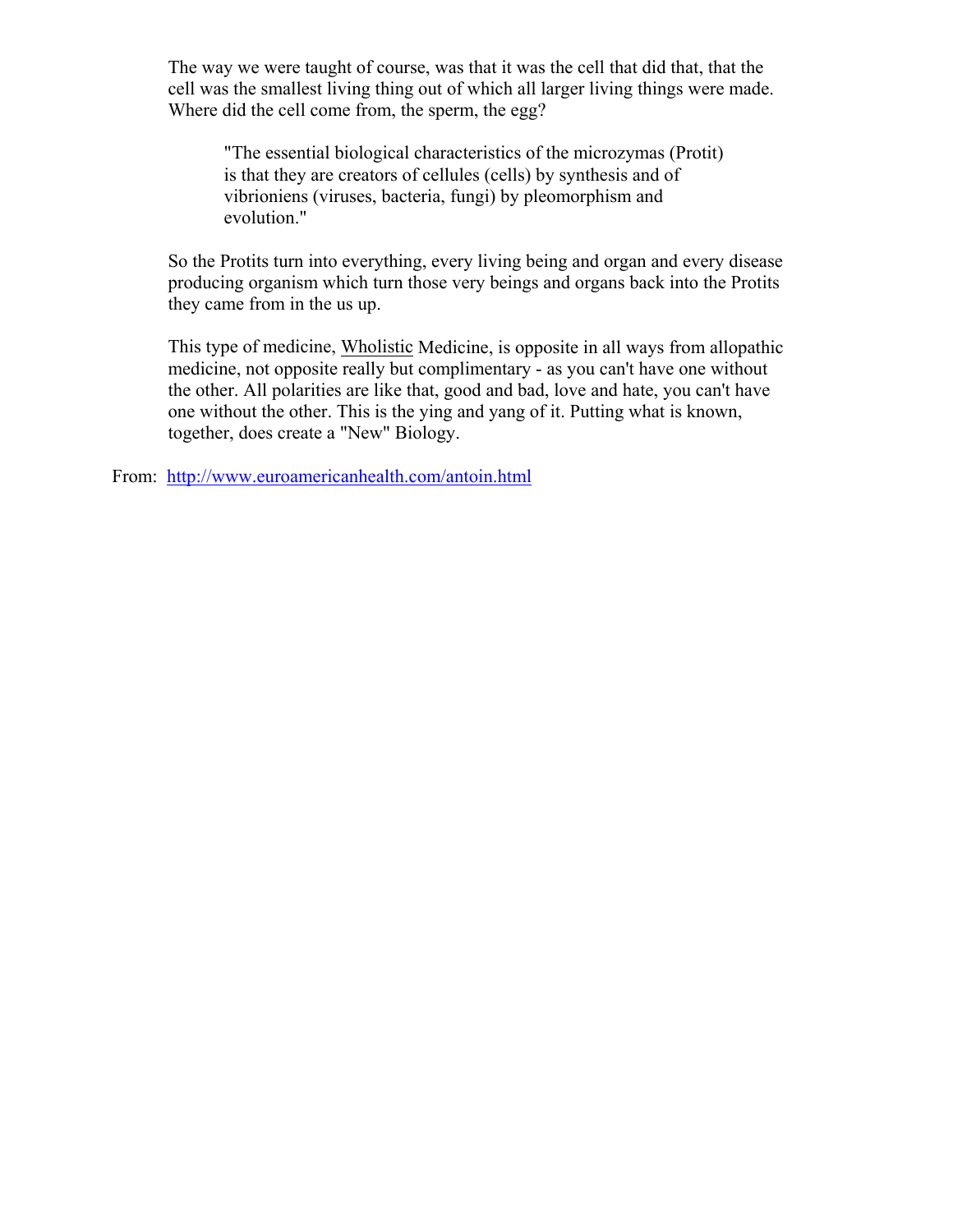The way we were taught of course, was that it was the cell that did that, that the cell was the smallest living thing out of which all larger living things were made. Where did the cell come from, the sperm, the egg?

> "The essential biological characteristics of the microzymas (Protit) is that they are creators of cellules (cells) by synthesis and of vibrioniens (viruses, bacteria, fungi) by pleomorphism and evolution."

So the Protits turn into everything, every living being and organ and every disease producing organism which turn those very beings and organs back into the Protits they came from in the us up.

This type of medicine, Wholistic Medicine, is opposite in all ways from allopathic medicine, not opposite really but complimentary - as you can't have one without the other. All polarities are like that, good and bad, love and hate, you can't have one without the other. This is the ying and yang of it. Putting what is known, together, does create a "New" Biology.

From: http://www.euroamericanhealth.com/antoin.html